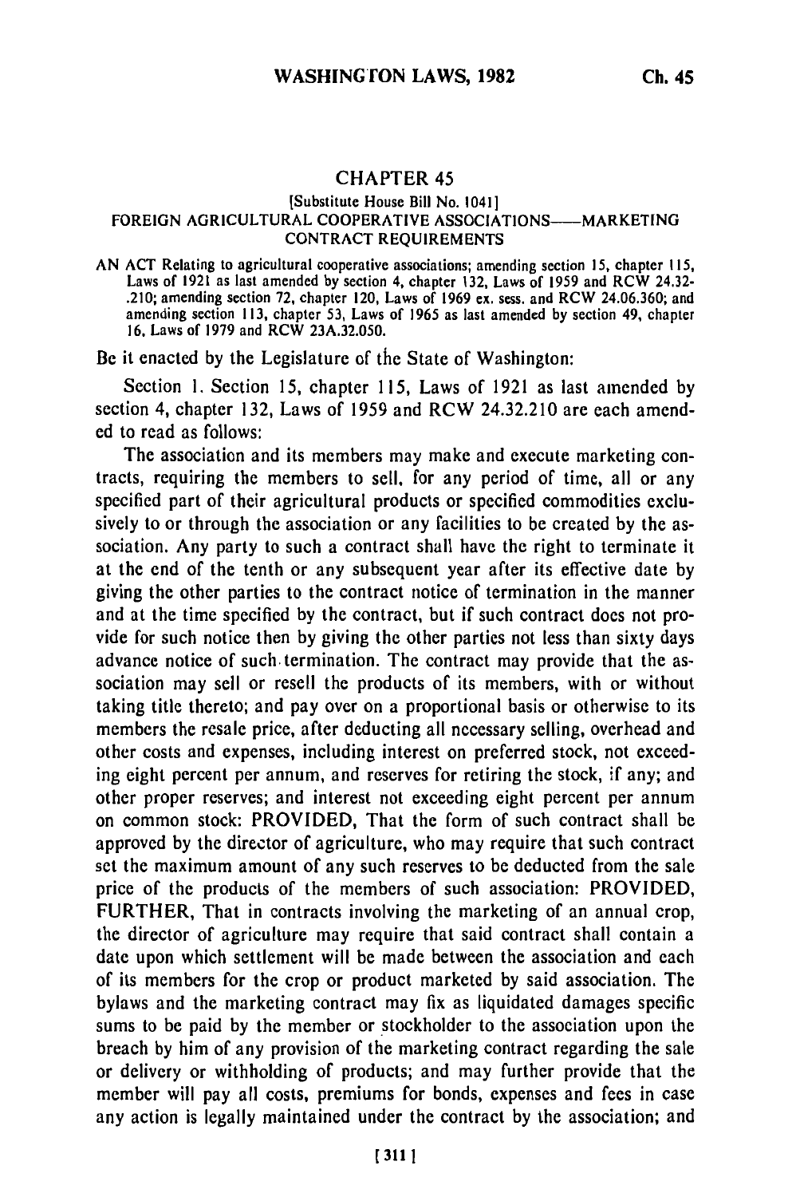# CHAPTER 45

[Substitute House Bill No. 1041]

## FOREIGN AGRICULTURAL COOPERATIVE ASSOCIATIONS——MARKETING CONTRACT REQUIREMENTS

AN ACT Relating to agricultural cooperative associations; amending section 15, chapter 115, Laws of 1921 as last amended by section 4, chapter 132, Laws of 1959 and RCW 24.32-.210; amending section 72, chapter 120, Laws of 1969 ex. sess. and RCW 24.06.360; and amending section 113, chapter 53, Laws of 1965 as last amended by section 49, chapter 16, Laws of 1979 and RCW 23A.32.050.

Be it enacted by the Legislature of the State of Washington:

Section 1. Section 15, chapter 115, Laws of 1921 as last amended by section 4, chapter 132, Laws of 1959 and RCW 24.32.210 are each amended to read as follows:

The association and its members may make and execute marketing contracts, requiring the members to sell, for any period of time, all or any specified part of their agricultural products or specified commodities exclusively to or through the association or any facilities to be created by the association. Any party to such a contract shall have the right to terminate it at the end of the tenth or any subsequent year after its effective date by giving the other parties to the contract notice of termination in the manner and at the time specified by the contract, but if such contract does not provide for such notice then by giving the other parties not less than sixty days advance notice of such termination. The contract may provide that the association may sell or resell the products of its members, with or without taking title thereto; and pay over on a proportional basis or otherwise to its members the resale price, after deducting all necessary selling, overhead and other costs and expenses, including interest on preferred stock, not exceeding eight percent per annum, and reserves for retiring the stock, if any; and other proper reserves; and interest not exceeding eight percent per annum on common stock: PROVIDED, That the form of such contract shall be approved by the director of agriculture, who may require that such contract set the maximum amount of any such reserves to be deducted from the sale price of the products of the members of such association: PROVIDED, FURTHER, That in contracts involving the marketing of an annual crop, the director of agriculture may require that said contract shall contain a date upon which settlement will be made between the association and each of its members for the crop or product marketed by said association. The bylaws and the marketing contract may fix as liquidated damages specific sums to be paid by the member or stockholder to the association upon the breach by him of any provision of the marketing contract regarding the sale or delivery or withholding of products; and may further provide that the member will pay all costs, premiums for bonds, expenses and fees in case any action is legally maintained under the contract by the association; and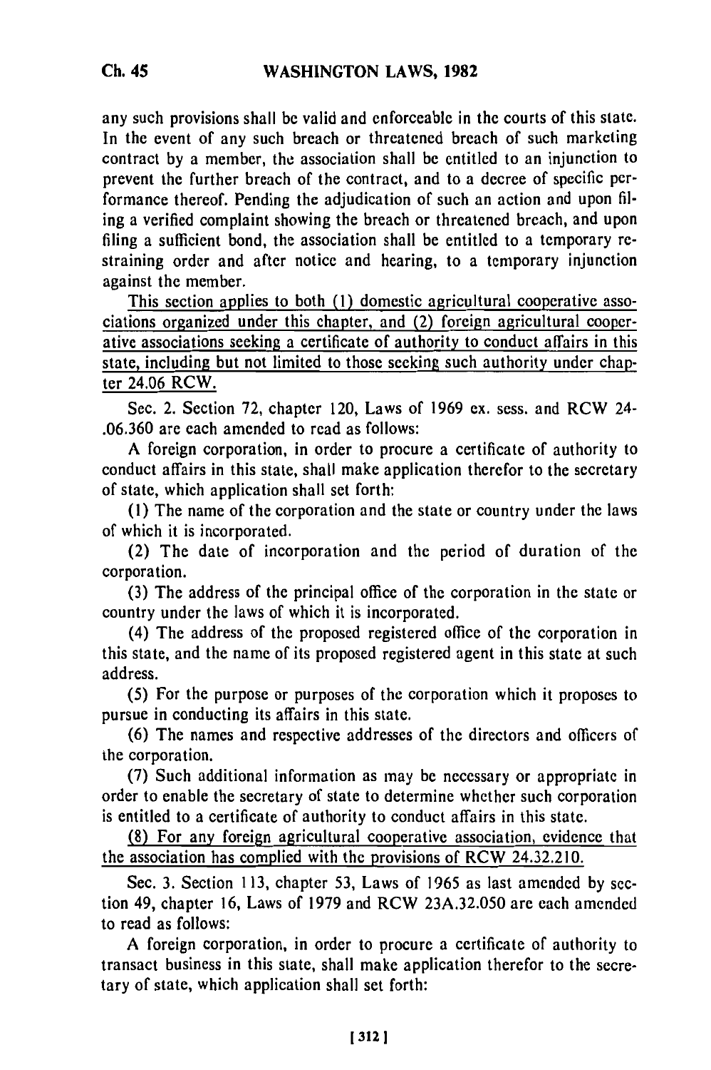any such provisions shall be valid and enforceable in the courts of this state. In the event of any such breach or threatened breach of such marketing contract by a member, the association shall be entitled to an injunction to prevent the further breach of the contract, and to a decree of specific performance thereof. Pending the adjudication of such an action and upon filing a verified complaint showing the breach or threatened breach, and upon filing a sufficient bond, the association shall be entitled to a temporary restraining order and after notice and hearing, to a temporary injunction against the member.

<u>This section applies to both (1) domestic agricultural cooperative associations organized under this chapter, and (2) foreign agricultural cooperative associations seeking a certificate of authority to conduct affairs in this state, including but not limited to those seeking such authority under chapter 24.06 RCW.</u>

Sec. 2. Section 72, chapter 120, Laws of 1969 ex. sess. and RCW 24-.06.360 are each amended to read as follows:

A foreign corporation, in order to procure a certificate of authority to conduct affairs in this state, shall make application therefor to the secretary of state, which application shall set forth:

(1) The name of the corporation and the state or country under the laws of which it is incorporated.

(2) The date of incorporation and the period of duration of the corporation.

(3) The address of the principal office of the corporation in the state or country under the laws of which it is incorporated.

(4) The address of the proposed registered office of the corporation in this state, and the name of its proposed registered agent in this state at such address.

(5) For the purpose or purposes of the corporation which it proposes to pursue in conducting its affairs in this state.

(6) The names and respective addresses of the directors and officers of the corporation.

(7) Such additional information as may be necessary or appropriate in order to enable the secretary of state to determine whether such corporation is entitled to a certificate of authority to conduct affairs in this state.

<u>(8) For any foreign agricultural cooperative association, evidence that the association has complied with the provisions of RCW 24.32.210.</u>

Sec. 3. Section 113, chapter 53, Laws of 1965 as last amended by section 49, chapter 16, Laws of 1979 and RCW 23A.32.050 are each amended to read as follows:

A foreign corporation, in order to procure a certificate of authority to transact business in this state, shall make application therefor to the secretary of state, which application shall set forth: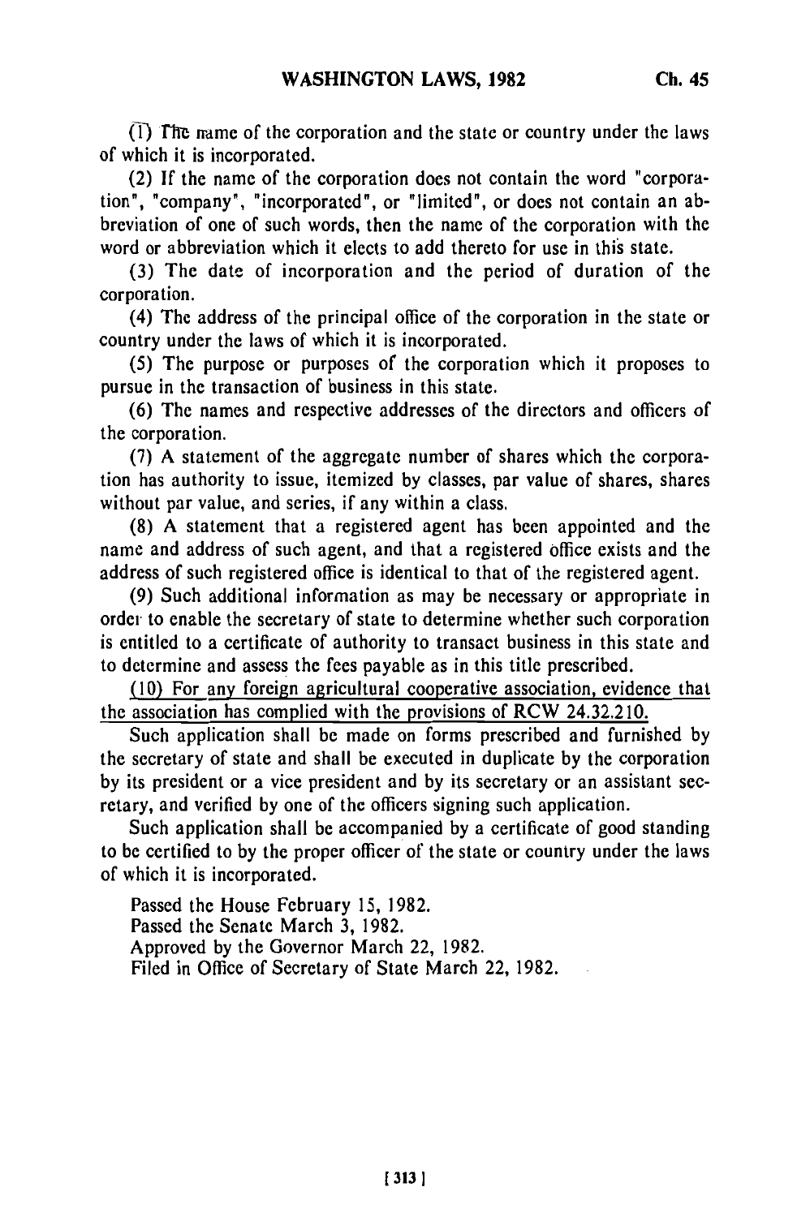(1) The name of the corporation and the state or country under the laws of which it is incorporated.

(2) If the name of the corporation does not contain the word "corporation", "company", "incorporated", or "limited", or does not contain an abbreviation of one of such words, then the name of the corporation with the word or abbreviation which it elects to add thereto for use in this state.

(3) The date of incorporation and the period of duration of the corporation.

(4) The address of the principal office of the corporation in the state or country under the laws of which it is incorporated.

(5) The purpose or purposes of the corporation which it proposes to pursue in the transaction of business in this state.

(6) The names and respective addresses of the directors and officers of the corporation.

(7) A statement of the aggregate number of shares which the corporation has authority to issue, itemized by classes, par value of shares, shares without par value, and series, if any within a class.

(8) A statement that a registered agent has been appointed and the name and address of such agent, and that a registered office exists and the address of such registered office is identical to that of the registered agent.

(9) Such additional information as may be necessary or appropriate in order to enable the secretary of state to determine whether such corporation is entitled to a certificate of authority to transact business in this state and to determine and assess the fees payable as in this title prescribed.

<u>(10) For any foreign agricultural cooperative association, evidence that the association has complied with the provisions of RCW 24.32.210.</u>

Such application shall be made on forms prescribed and furnished by the secretary of state and shall be executed in duplicate by the corporation by its president or a vice president and by its secretary or an assistant secretary, and verified by one of the officers signing such application.

Such application shall be accompanied by a certificate of good standing to be certified to by the proper officer of the state or country under the laws of which it is incorporated.

Passed the House February 15, 1982.
Passed the Senate March 3, 1982.
Approved by the Governor March 22, 1982.
Filed in Office of Secretary of State March 22, 1982.